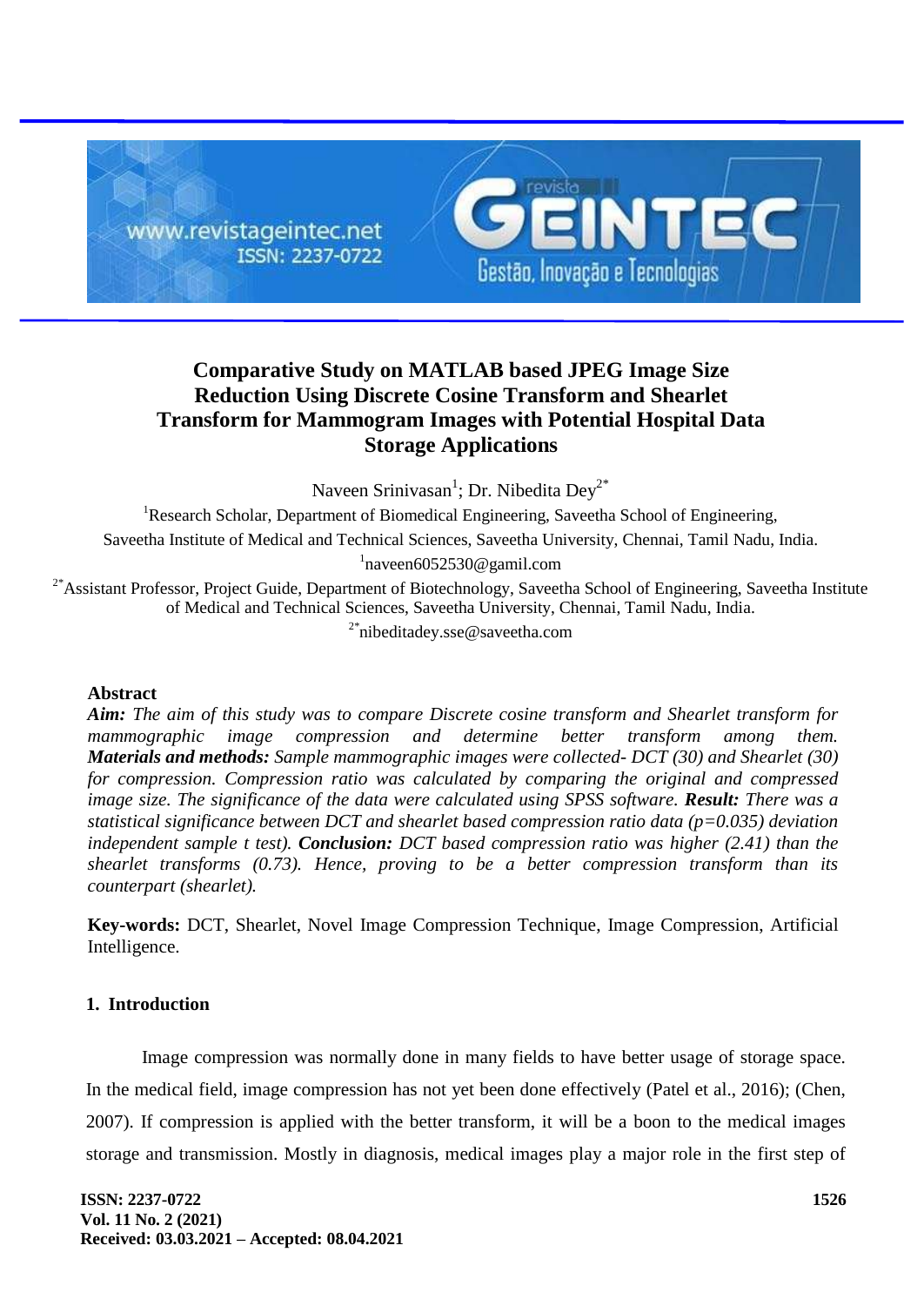# Comparative Study on MATLAB based JPEG Image Size Reduction Using Discrete Cosine Transform and Shearlet Transform for Mammogram Images with Potential Hospital Data Storage Applications

Naveen Srinivasan[1]; Dr. Nibedita Dey[2*]

[1]Research Scholar, Department of Biomedical Engineering, Saveetha School of Engineering, Saveetha Institute of Medical and Technical Sciences, Saveetha University, Chennai, Tamil Nadu, India.
[1]naveen6052530@gamil.com

[2*]Assistant Professor, Project Guide, Department of Biotechnology, Saveetha School of Engineering, Saveetha Institute of Medical and Technical Sciences, Saveetha University, Chennai, Tamil Nadu, India.
[2*]nibeditadey.sse@saveetha.com

## Abstract

***Aim:*** *The aim of this study was to compare Discrete cosine transform and Shearlet transform for mammographic image compression and determine better transform among them.* ***Materials and methods:*** *Sample mammographic images were collected- DCT (30) and Shearlet (30) for compression. Compression ratio was calculated by comparing the original and compressed image size. The significance of the data were calculated using SPSS software.* ***Result:*** *There was a statistical significance between DCT and shearlet based compression ratio data (p=0.035) deviation independent sample t test).* ***Conclusion:*** *DCT based compression ratio was higher (2.41) than the shearlet transforms (0.73). Hence, proving to be a better compression transform than its counterpart (shearlet).*

**Key-words:** DCT, Shearlet, Novel Image Compression Technique, Image Compression, Artificial Intelligence.

## 1. Introduction

Image compression was normally done in many fields to have better usage of storage space. In the medical field, image compression has not yet been done effectively (Patel et al., 2016); (Chen, 2007). If compression is applied with the better transform, it will be a boon to the medical images storage and transmission. Mostly in diagnosis, medical images play a major role in the first step of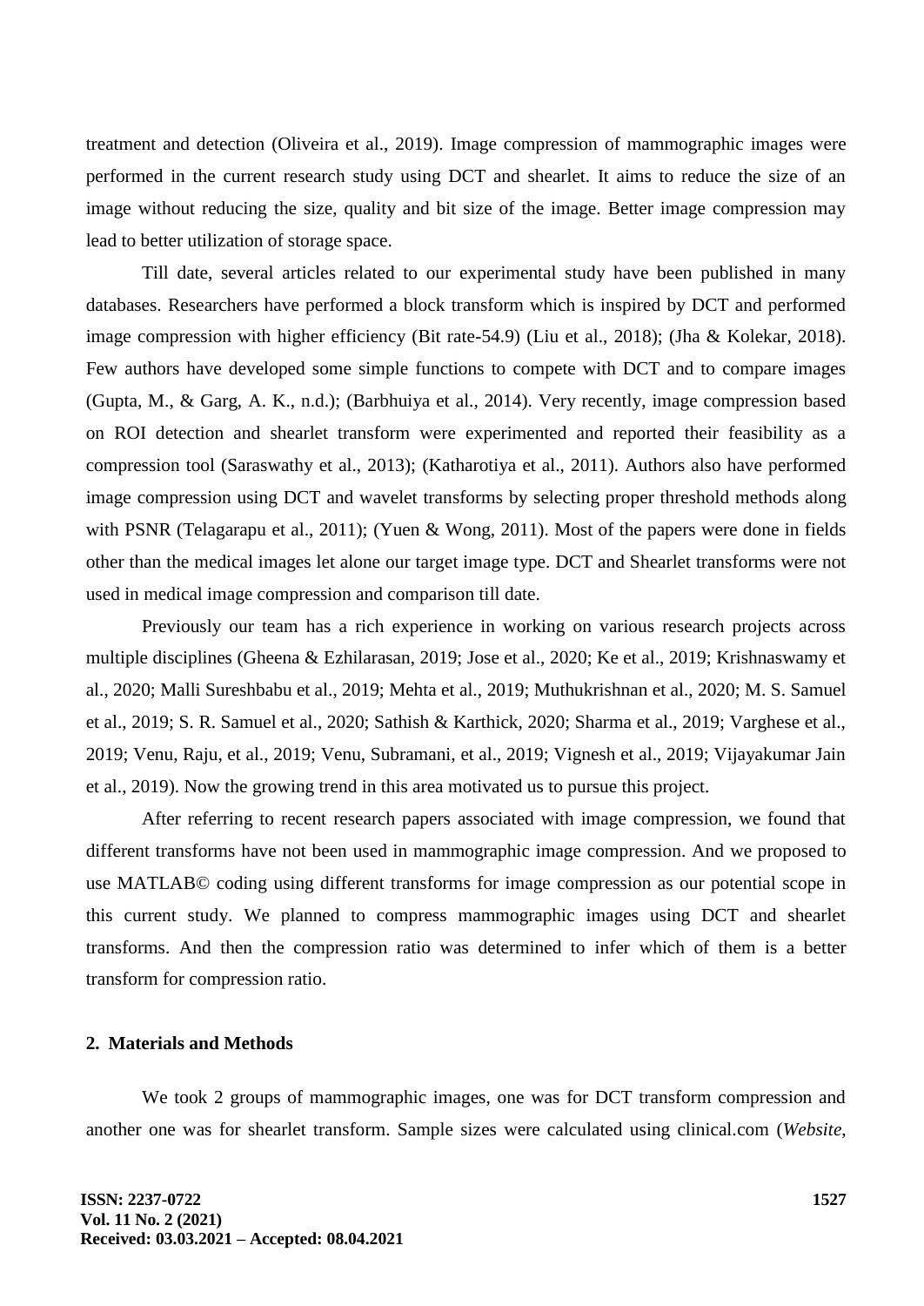treatment and detection (Oliveira et al., 2019). Image compression of mammographic images were performed in the current research study using DCT and shearlet. It aims to reduce the size of an image without reducing the size, quality and bit size of the image. Better image compression may lead to better utilization of storage space.

Till date, several articles related to our experimental study have been published in many databases. Researchers have performed a block transform which is inspired by DCT and performed image compression with higher efficiency (Bit rate-54.9) (Liu et al., 2018); (Jha & Kolekar, 2018). Few authors have developed some simple functions to compete with DCT and to compare images (Gupta, M., & Garg, A. K., n.d.); (Barbhuiya et al., 2014). Very recently, image compression based on ROI detection and shearlet transform were experimented and reported their feasibility as a compression tool (Saraswathy et al., 2013); (Katharotiya et al., 2011). Authors also have performed image compression using DCT and wavelet transforms by selecting proper threshold methods along with PSNR (Telagarapu et al., 2011); (Yuen & Wong, 2011). Most of the papers were done in fields other than the medical images let alone our target image type. DCT and Shearlet transforms were not used in medical image compression and comparison till date.

Previously our team has a rich experience in working on various research projects across multiple disciplines (Gheena & Ezhilarasan, 2019; Jose et al., 2020; Ke et al., 2019; Krishnaswamy et al., 2020; Malli Sureshbabu et al., 2019; Mehta et al., 2019; Muthukrishnan et al., 2020; M. S. Samuel et al., 2019; S. R. Samuel et al., 2020; Sathish & Karthick, 2020; Sharma et al., 2019; Varghese et al., 2019; Venu, Raju, et al., 2019; Venu, Subramani, et al., 2019; Vignesh et al., 2019; Vijayakumar Jain et al., 2019). Now the growing trend in this area motivated us to pursue this project.

After referring to recent research papers associated with image compression, we found that different transforms have not been used in mammographic image compression. And we proposed to use MATLAB© coding using different transforms for image compression as our potential scope in this current study. We planned to compress mammographic images using DCT and shearlet transforms. And then the compression ratio was determined to infer which of them is a better transform for compression ratio.

## 2. Materials and Methods

We took 2 groups of mammographic images, one was for DCT transform compression and another one was for shearlet transform. Sample sizes were calculated using clinical.com (*Website*,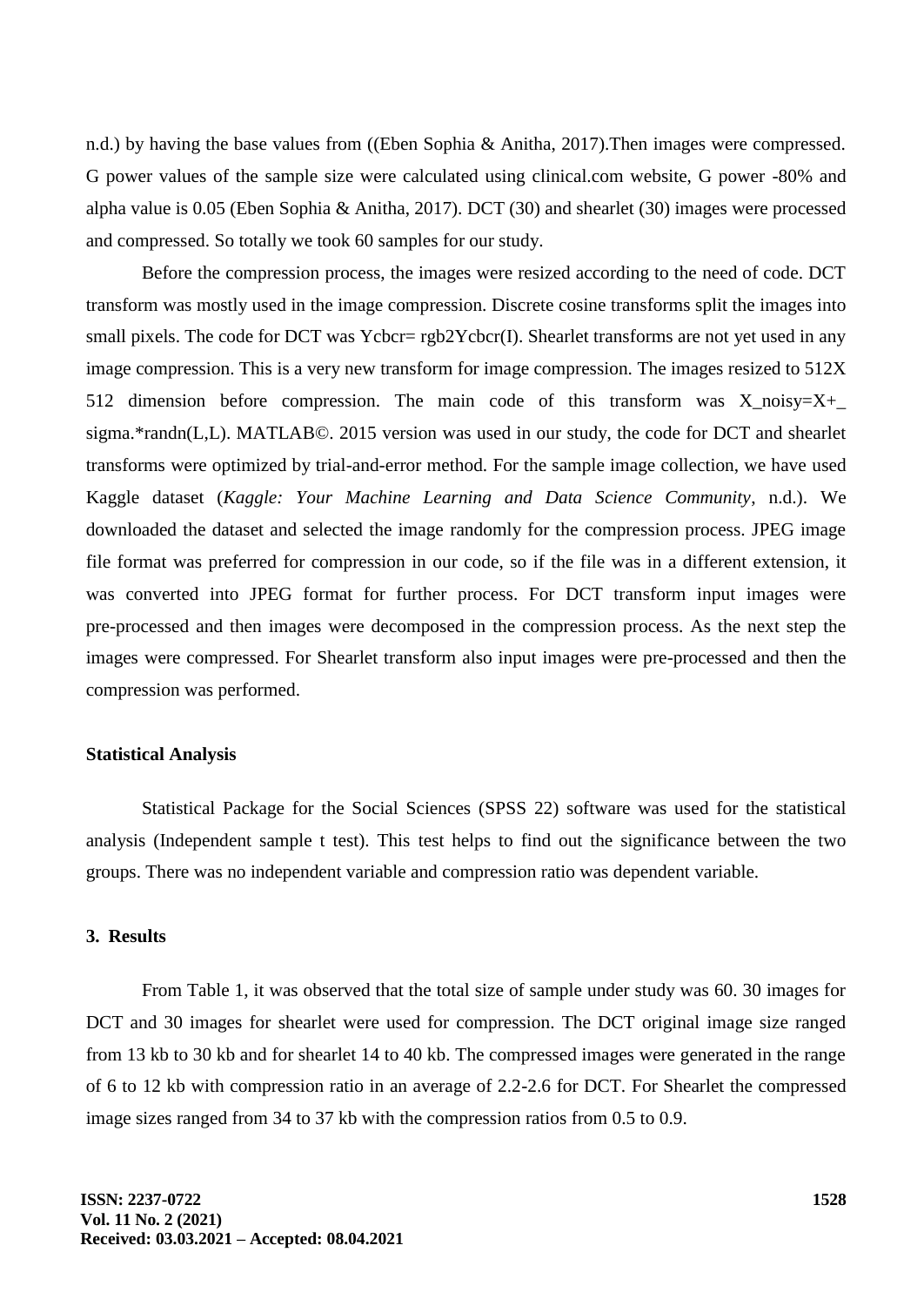n.d.) by having the base values from ((Eben Sophia & Anitha, 2017).Then images were compressed. G power values of the sample size were calculated using clinical.com website, G power -80% and alpha value is 0.05 (Eben Sophia & Anitha, 2017). DCT (30) and shearlet (30) images were processed and compressed. So totally we took 60 samples for our study.

Before the compression process, the images were resized according to the need of code. DCT transform was mostly used in the image compression. Discrete cosine transforms split the images into small pixels. The code for DCT was Ycbcr= rgb2Ycbcr(I). Shearlet transforms are not yet used in any image compression. This is a very new transform for image compression. The images resized to 512X 512 dimension before compression. The main code of this transform was X_noisy=X+_ sigma.*randn(L,L). MATLAB©. 2015 version was used in our study, the code for DCT and shearlet transforms were optimized by trial-and-error method. For the sample image collection, we have used Kaggle dataset (*Kaggle: Your Machine Learning and Data Science Community*, n.d.). We downloaded the dataset and selected the image randomly for the compression process. JPEG image file format was preferred for compression in our code, so if the file was in a different extension, it was converted into JPEG format for further process. For DCT transform input images were pre-processed and then images were decomposed in the compression process. As the next step the images were compressed. For Shearlet transform also input images were pre-processed and then the compression was performed.

### Statistical Analysis

Statistical Package for the Social Sciences (SPSS 22) software was used for the statistical analysis (Independent sample t test). This test helps to find out the significance between the two groups. There was no independent variable and compression ratio was dependent variable.

## 3. Results

From Table 1, it was observed that the total size of sample under study was 60. 30 images for DCT and 30 images for shearlet were used for compression. The DCT original image size ranged from 13 kb to 30 kb and for shearlet 14 to 40 kb. The compressed images were generated in the range of 6 to 12 kb with compression ratio in an average of 2.2-2.6 for DCT. For Shearlet the compressed image sizes ranged from 34 to 37 kb with the compression ratios from 0.5 to 0.9.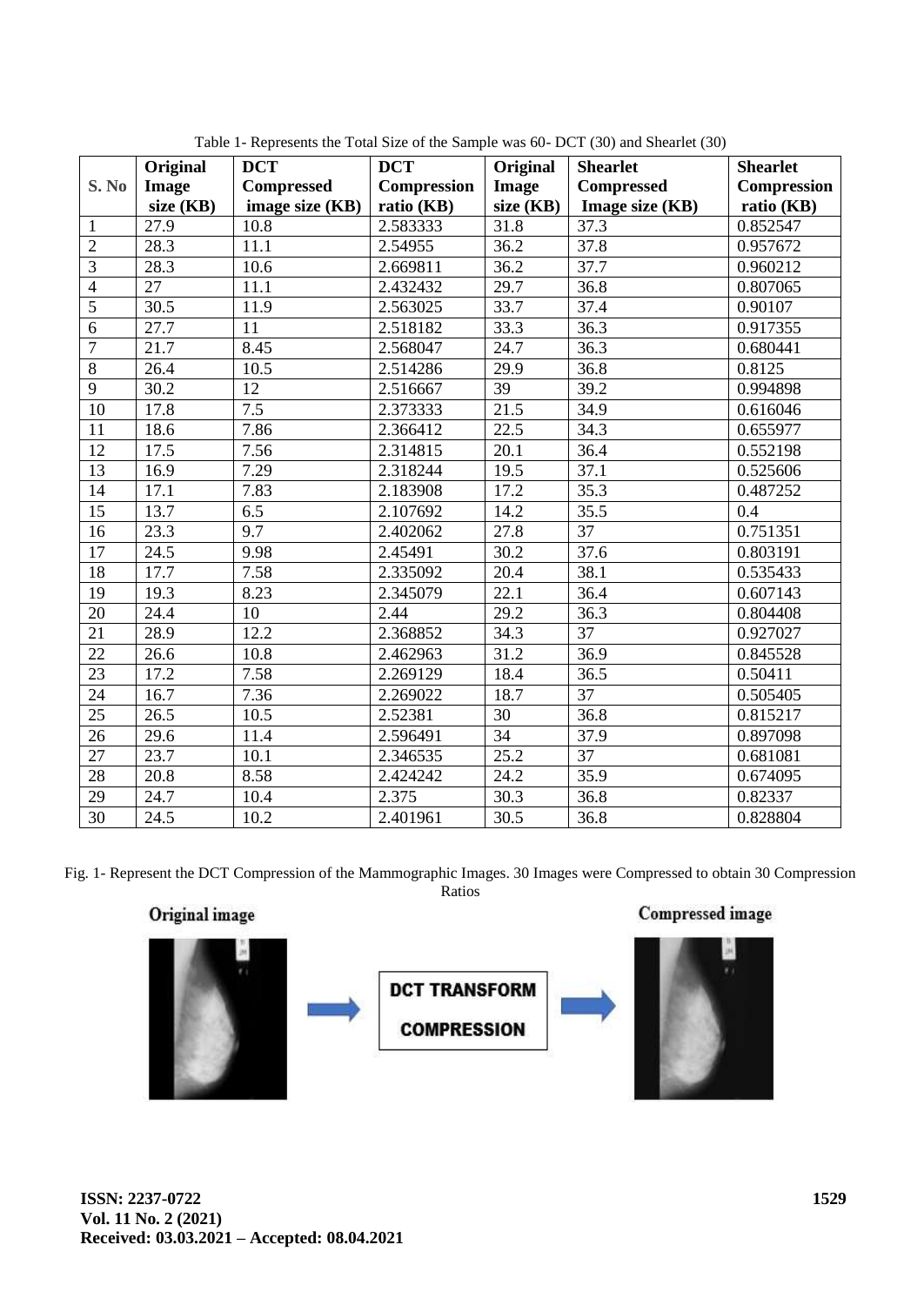Table 1- Represents the Total Size of the Sample was 60- DCT (30) and Shearlet (30)

| S. No | Original Image size (KB) | DCT Compressed image size (KB) | DCT Compression ratio (KB) | Original Image size (KB) | Shearlet Compressed Image size (KB) | Shearlet Compression ratio (KB) |
|---|---|---|---|---|---|---|
| 1 | 27.9 | 10.8 | 2.583333 | 31.8 | 37.3 | 0.852547 |
| 2 | 28.3 | 11.1 | 2.54955 | 36.2 | 37.8 | 0.957672 |
| 3 | 28.3 | 10.6 | 2.669811 | 36.2 | 37.7 | 0.960212 |
| 4 | 27 | 11.1 | 2.432432 | 29.7 | 36.8 | 0.807065 |
| 5 | 30.5 | 11.9 | 2.563025 | 33.7 | 37.4 | 0.90107 |
| 6 | 27.7 | 11 | 2.518182 | 33.3 | 36.3 | 0.917355 |
| 7 | 21.7 | 8.45 | 2.568047 | 24.7 | 36.3 | 0.680441 |
| 8 | 26.4 | 10.5 | 2.514286 | 29.9 | 36.8 | 0.8125 |
| 9 | 30.2 | 12 | 2.516667 | 39 | 39.2 | 0.994898 |
| 10 | 17.8 | 7.5 | 2.373333 | 21.5 | 34.9 | 0.616046 |
| 11 | 18.6 | 7.86 | 2.366412 | 22.5 | 34.3 | 0.655977 |
| 12 | 17.5 | 7.56 | 2.314815 | 20.1 | 36.4 | 0.552198 |
| 13 | 16.9 | 7.29 | 2.318244 | 19.5 | 37.1 | 0.525606 |
| 14 | 17.1 | 7.83 | 2.183908 | 17.2 | 35.3 | 0.487252 |
| 15 | 13.7 | 6.5 | 2.107692 | 14.2 | 35.5 | 0.4 |
| 16 | 23.3 | 9.7 | 2.402062 | 27.8 | 37 | 0.751351 |
| 17 | 24.5 | 9.98 | 2.45491 | 30.2 | 37.6 | 0.803191 |
| 18 | 17.7 | 7.58 | 2.335092 | 20.4 | 38.1 | 0.535433 |
| 19 | 19.3 | 8.23 | 2.345079 | 22.1 | 36.4 | 0.607143 |
| 20 | 24.4 | 10 | 2.44 | 29.2 | 36.3 | 0.804408 |
| 21 | 28.9 | 12.2 | 2.368852 | 34.3 | 37 | 0.927027 |
| 22 | 26.6 | 10.8 | 2.462963 | 31.2 | 36.9 | 0.845528 |
| 23 | 17.2 | 7.58 | 2.269129 | 18.4 | 36.5 | 0.50411 |
| 24 | 16.7 | 7.36 | 2.269022 | 18.7 | 37 | 0.505405 |
| 25 | 26.5 | 10.5 | 2.52381 | 30 | 36.8 | 0.815217 |
| 26 | 29.6 | 11.4 | 2.596491 | 34 | 37.9 | 0.897098 |
| 27 | 23.7 | 10.1 | 2.346535 | 25.2 | 37 | 0.681081 |
| 28 | 20.8 | 8.58 | 2.424242 | 24.2 | 35.9 | 0.674095 |
| 29 | 24.7 | 10.4 | 2.375 | 30.3 | 36.8 | 0.82337 |
| 30 | 24.5 | 10.2 | 2.401961 | 30.5 | 36.8 | 0.828804 |

Fig. 1- Represent the DCT Compression of the Mammographic Images. 30 Images were Compressed to obtain 30 Compression Ratios

Original image → DCT TRANSFORM COMPRESSION → Compressed image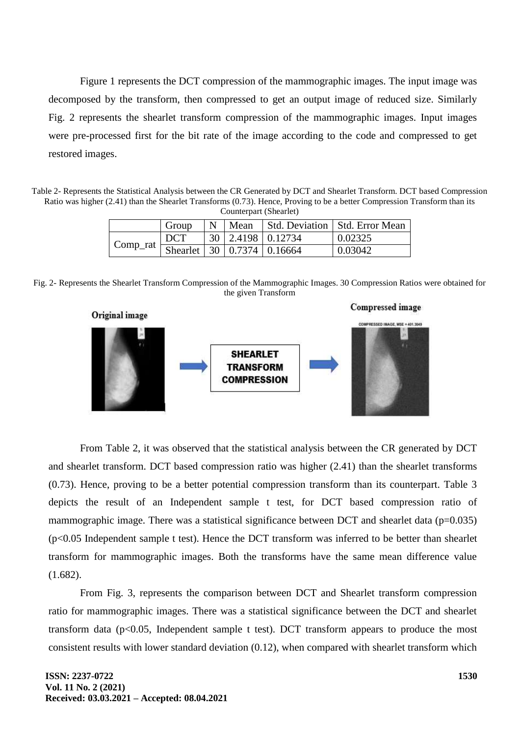Figure 1 represents the DCT compression of the mammographic images. The input image was decomposed by the transform, then compressed to get an output image of reduced size. Similarly Fig. 2 represents the shearlet transform compression of the mammographic images. Input images were pre-processed first for the bit rate of the image according to the code and compressed to get restored images.

Table 2- Represents the Statistical Analysis between the CR Generated by DCT and Shearlet Transform. DCT based Compression Ratio was higher (2.41) than the Shearlet Transforms (0.73). Hence, Proving to be a better Compression Transform than its Counterpart (Shearlet)

| | Group | N | Mean | Std. Deviation | Std. Error Mean |
|---|---|---|---|---|---|
| Comp_rat | DCT | 30 | 2.4198 | 0.12734 | 0.02325 |
| | Shearlet | 30 | 0.7374 | 0.16664 | 0.03042 |

Fig. 2- Represents the Shearlet Transform Compression of the Mammographic Images. 30 Compression Ratios were obtained for the given Transform

From Table 2, it was observed that the statistical analysis between the CR generated by DCT and shearlet transform. DCT based compression ratio was higher (2.41) than the shearlet transforms (0.73). Hence, proving to be a better potential compression transform than its counterpart. Table 3 depicts the result of an Independent sample t test, for DCT based compression ratio of mammographic image. There was a statistical significance between DCT and shearlet data ($p=0.035$) ($p<0.05$ Independent sample t test). Hence the DCT transform was inferred to be better than shearlet transform for mammographic images. Both the transforms have the same mean difference value (1.682).

From Fig. 3, represents the comparison between DCT and Shearlet transform compression ratio for mammographic images. There was a statistical significance between the DCT and shearlet transform data ($p<0.05$, Independent sample t test). DCT transform appears to produce the most consistent results with lower standard deviation (0.12), when compared with shearlet transform which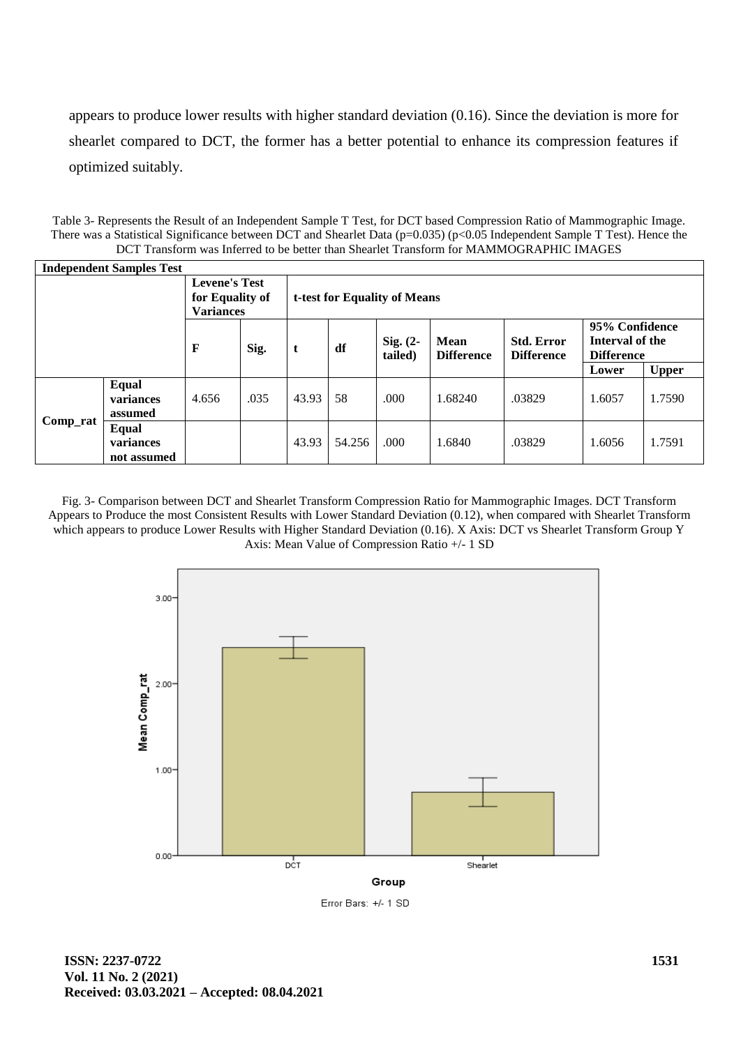appears to produce lower results with higher standard deviation (0.16). Since the deviation is more for shearlet compared to DCT, the former has a better potential to enhance its compression features if optimized suitably.

Table 3- Represents the Result of an Independent Sample T Test, for DCT based Compression Ratio of Mammographic Image. There was a Statistical Significance between DCT and Shearlet Data (p=0.035) (p<0.05 Independent Sample T Test). Hence the DCT Transform was Inferred to be better than Shearlet Transform for MAMMOGRAPHIC IMAGES

| **Independent Samples Test** | | | | | | | | | | |
|---|---|---|---|---|---|---|---|---|---|---|
| | | **Levene's Test for Equality of Variances** | | **t-test for Equality of Means** | | | | | | |
| | | **F** | **Sig.** | **t** | **df** | **Sig. (2-tailed)** | **Mean Difference** | **Std. Error Difference** | **95% Confidence Interval of the Difference** | |
| | | | | | | | | | **Lower** | **Upper** |
| **Comp_rat** | **Equal variances assumed** | 4.656 | .035 | 43.93 | 58 | .000 | 1.68240 | .03829 | 1.6057 | 1.7590 |
| | **Equal variances not assumed** | | | 43.93 | 54.256 | .000 | 1.6840 | .03829 | 1.6056 | 1.7591 |

Fig. 3- Comparison between DCT and Shearlet Transform Compression Ratio for Mammographic Images. DCT Transform Appears to Produce the most Consistent Results with Lower Standard Deviation (0.12), when compared with Shearlet Transform which appears to produce Lower Results with Higher Standard Deviation (0.16). X Axis: DCT vs Shearlet Transform Group Y Axis: Mean Value of Compression Ratio +/- 1 SD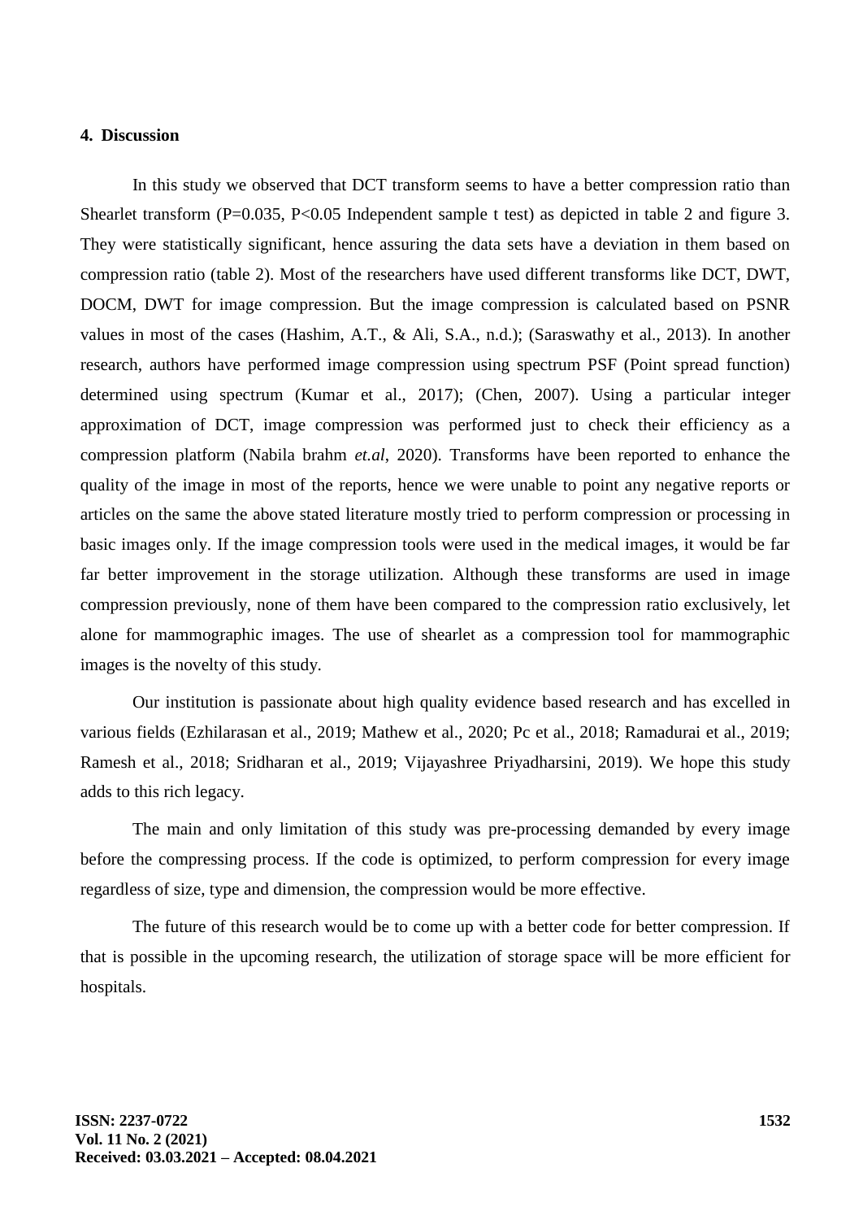## 4. Discussion

In this study we observed that DCT transform seems to have a better compression ratio than Shearlet transform ($P=0.035$, $P<0.05$ Independent sample t test) as depicted in table 2 and figure 3. They were statistically significant, hence assuring the data sets have a deviation in them based on compression ratio (table 2). Most of the researchers have used different transforms like DCT, DWT, DOCM, DWT for image compression. But the image compression is calculated based on PSNR values in most of the cases (Hashim, A.T., & Ali, S.A., n.d.); (Saraswathy et al., 2013). In another research, authors have performed image compression using spectrum PSF (Point spread function) determined using spectrum (Kumar et al., 2017); (Chen, 2007). Using a particular integer approximation of DCT, image compression was performed just to check their efficiency as a compression platform (Nabila brahm *et.al*, 2020). Transforms have been reported to enhance the quality of the image in most of the reports, hence we were unable to point any negative reports or articles on the same the above stated literature mostly tried to perform compression or processing in basic images only. If the image compression tools were used in the medical images, it would be far far better improvement in the storage utilization. Although these transforms are used in image compression previously, none of them have been compared to the compression ratio exclusively, let alone for mammographic images. The use of shearlet as a compression tool for mammographic images is the novelty of this study.

Our institution is passionate about high quality evidence based research and has excelled in various fields (Ezhilarasan et al., 2019; Mathew et al., 2020; Pc et al., 2018; Ramadurai et al., 2019; Ramesh et al., 2018; Sridharan et al., 2019; Vijayashree Priyadharsini, 2019). We hope this study adds to this rich legacy.

The main and only limitation of this study was pre-processing demanded by every image before the compressing process. If the code is optimized, to perform compression for every image regardless of size, type and dimension, the compression would be more effective.

The future of this research would be to come up with a better code for better compression. If that is possible in the upcoming research, the utilization of storage space will be more efficient for hospitals.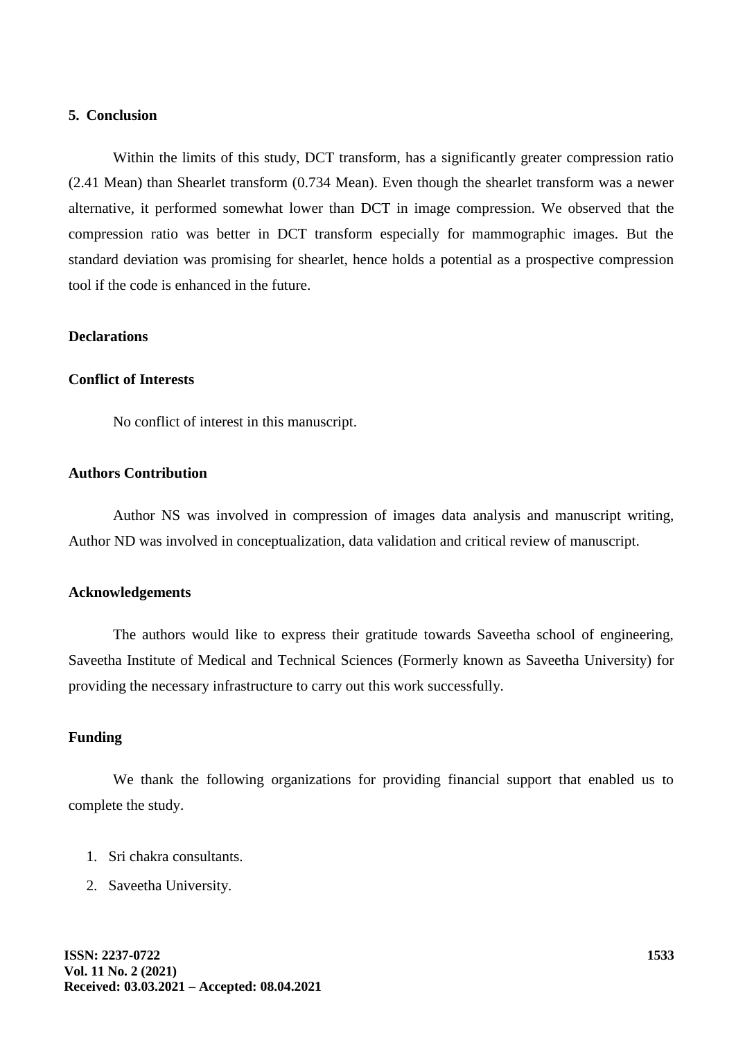## 5. Conclusion

Within the limits of this study, DCT transform, has a significantly greater compression ratio (2.41 Mean) than Shearlet transform (0.734 Mean). Even though the shearlet transform was a newer alternative, it performed somewhat lower than DCT in image compression. We observed that the compression ratio was better in DCT transform especially for mammographic images. But the standard deviation was promising for shearlet, hence holds a potential as a prospective compression tool if the code is enhanced in the future.

### Declarations

### Conflict of Interests

No conflict of interest in this manuscript.

### Authors Contribution

Author NS was involved in compression of images data analysis and manuscript writing, Author ND was involved in conceptualization, data validation and critical review of manuscript.

### Acknowledgements

The authors would like to express their gratitude towards Saveetha school of engineering, Saveetha Institute of Medical and Technical Sciences (Formerly known as Saveetha University) for providing the necessary infrastructure to carry out this work successfully.

### Funding

We thank the following organizations for providing financial support that enabled us to complete the study.

1. Sri chakra consultants.
2. Saveetha University.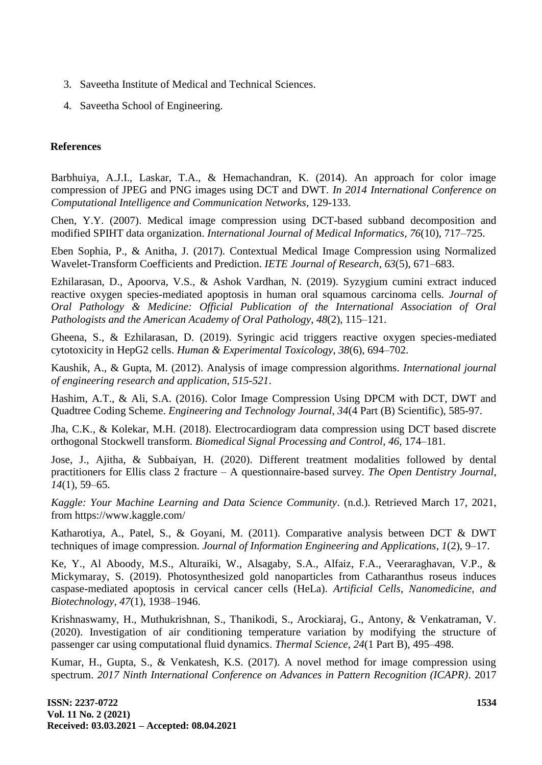3. Saveetha Institute of Medical and Technical Sciences.
4. Saveetha School of Engineering.

## References

Barbhuiya, A.J.I., Laskar, T.A., & Hemachandran, K. (2014). An approach for color image compression of JPEG and PNG images using DCT and DWT. *In 2014 International Conference on Computational Intelligence and Communication Networks,* 129-133.

Chen, Y.Y. (2007). Medical image compression using DCT-based subband decomposition and modified SPIHT data organization. *International Journal of Medical Informatics*, *76*(10), 717–725.

Eben Sophia, P., & Anitha, J. (2017). Contextual Medical Image Compression using Normalized Wavelet-Transform Coefficients and Prediction. *IETE Journal of Research*, *63*(5), 671–683.

Ezhilarasan, D., Apoorva, V.S., & Ashok Vardhan, N. (2019). Syzygium cumini extract induced reactive oxygen species-mediated apoptosis in human oral squamous carcinoma cells. *Journal of Oral Pathology & Medicine: Official Publication of the International Association of Oral Pathologists and the American Academy of Oral Pathology*, *48*(2), 115–121.

Gheena, S., & Ezhilarasan, D. (2019). Syringic acid triggers reactive oxygen species-mediated cytotoxicity in HepG2 cells. *Human & Experimental Toxicology*, *38*(6), 694–702.

Kaushik, A., & Gupta, M. (2012). Analysis of image compression algorithms. *International journal of engineering research and application, 515-521*.

Hashim, A.T., & Ali, S.A. (2016). Color Image Compression Using DPCM with DCT, DWT and Quadtree Coding Scheme. *Engineering and Technology Journal, 34*(4 Part (B) Scientific), 585-97.

Jha, C.K., & Kolekar, M.H. (2018). Electrocardiogram data compression using DCT based discrete orthogonal Stockwell transform. *Biomedical Signal Processing and Control*, *46*, 174–181.

Jose, J., Ajitha, & Subbaiyan, H. (2020). Different treatment modalities followed by dental practitioners for Ellis class 2 fracture – A questionnaire-based survey. *The Open Dentistry Journal*, *14*(1), 59–65.

*Kaggle: Your Machine Learning and Data Science Community*. (n.d.). Retrieved March 17, 2021, from https://www.kaggle.com/

Katharotiya, A., Patel, S., & Goyani, M. (2011). Comparative analysis between DCT & DWT techniques of image compression. *Journal of Information Engineering and Applications*, *1*(2), 9–17.

Ke, Y., Al Aboody, M.S., Alturaiki, W., Alsagaby, S.A., Alfaiz, F.A., Veeraraghavan, V.P., & Mickymaray, S. (2019). Photosynthesized gold nanoparticles from Catharanthus roseus induces caspase-mediated apoptosis in cervical cancer cells (HeLa). *Artificial Cells, Nanomedicine, and Biotechnology*, *47*(1), 1938–1946.

Krishnaswamy, H., Muthukrishnan, S., Thanikodi, S., Arockiaraj, G., Antony, & Venkatraman, V. (2020). Investigation of air conditioning temperature variation by modifying the structure of passenger car using computational fluid dynamics. *Thermal Science*, *24*(1 Part B), 495–498.

Kumar, H., Gupta, S., & Venkatesh, K.S. (2017). A novel method for image compression using spectrum. *2017 Ninth International Conference on Advances in Pattern Recognition (ICAPR)*. 2017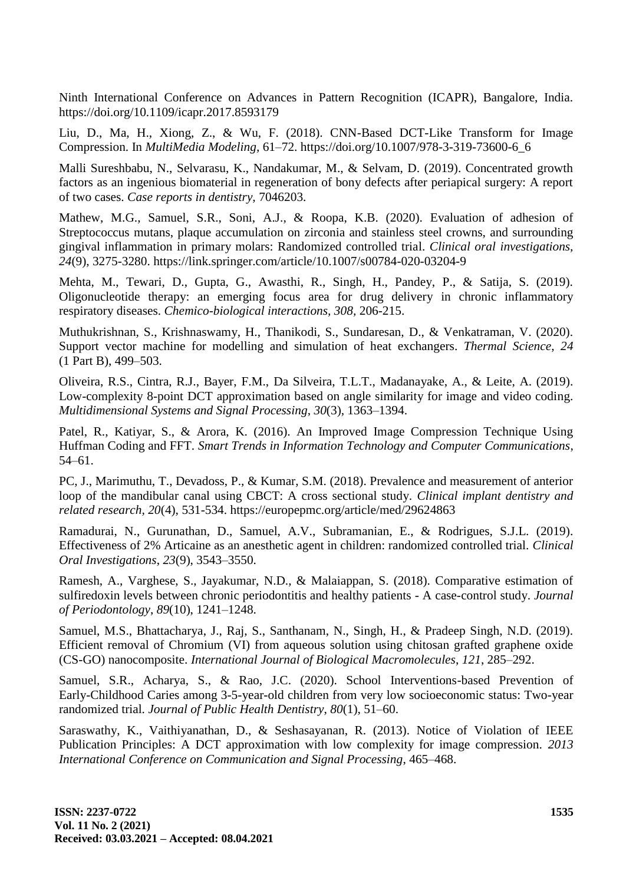Ninth International Conference on Advances in Pattern Recognition (ICAPR), Bangalore, India. https://doi.org/10.1109/icapr.2017.8593179

Liu, D., Ma, H., Xiong, Z., & Wu, F. (2018). CNN-Based DCT-Like Transform for Image Compression. In *MultiMedia Modeling*, 61–72. https://doi.org/10.1007/978-3-319-73600-6_6

Malli Sureshbabu, N., Selvarasu, K., Nandakumar, M., & Selvam, D. (2019). Concentrated growth factors as an ingenious biomaterial in regeneration of bony defects after periapical surgery: A report of two cases. *Case reports in dentistry*, 7046203.

Mathew, M.G., Samuel, S.R., Soni, A.J., & Roopa, K.B. (2020). Evaluation of adhesion of Streptococcus mutans, plaque accumulation on zirconia and stainless steel crowns, and surrounding gingival inflammation in primary molars: Randomized controlled trial. *Clinical oral investigations*, *24*(9), 3275-3280. https://link.springer.com/article/10.1007/s00784-020-03204-9

Mehta, M., Tewari, D., Gupta, G., Awasthi, R., Singh, H., Pandey, P., & Satija, S. (2019). Oligonucleotide therapy: an emerging focus area for drug delivery in chronic inflammatory respiratory diseases. *Chemico-biological interactions*, *308*, 206-215.

Muthukrishnan, S., Krishnaswamy, H., Thanikodi, S., Sundaresan, D., & Venkatraman, V. (2020). Support vector machine for modelling and simulation of heat exchangers. *Thermal Science*, *24* (1 Part B), 499–503.

Oliveira, R.S., Cintra, R.J., Bayer, F.M., Da Silveira, T.L.T., Madanayake, A., & Leite, A. (2019). Low-complexity 8-point DCT approximation based on angle similarity for image and video coding. *Multidimensional Systems and Signal Processing*, *30*(3), 1363–1394.

Patel, R., Katiyar, S., & Arora, K. (2016). An Improved Image Compression Technique Using Huffman Coding and FFT. *Smart Trends in Information Technology and Computer Communications*, 54–61.

PC, J., Marimuthu, T., Devadoss, P., & Kumar, S.M. (2018). Prevalence and measurement of anterior loop of the mandibular canal using CBCT: A cross sectional study. *Clinical implant dentistry and related research*, *20*(4), 531-534. https://europepmc.org/article/med/29624863

Ramadurai, N., Gurunathan, D., Samuel, A.V., Subramanian, E., & Rodrigues, S.J.L. (2019). Effectiveness of 2% Articaine as an anesthetic agent in children: randomized controlled trial. *Clinical Oral Investigations*, *23*(9), 3543–3550.

Ramesh, A., Varghese, S., Jayakumar, N.D., & Malaiappan, S. (2018). Comparative estimation of sulfiredoxin levels between chronic periodontitis and healthy patients - A case-control study. *Journal of Periodontology*, *89*(10), 1241–1248.

Samuel, M.S., Bhattacharya, J., Raj, S., Santhanam, N., Singh, H., & Pradeep Singh, N.D. (2019). Efficient removal of Chromium (VI) from aqueous solution using chitosan grafted graphene oxide (CS-GO) nanocomposite. *International Journal of Biological Macromolecules*, *121*, 285–292.

Samuel, S.R., Acharya, S., & Rao, J.C. (2020). School Interventions-based Prevention of Early-Childhood Caries among 3-5-year-old children from very low socioeconomic status: Two-year randomized trial. *Journal of Public Health Dentistry*, *80*(1), 51–60.

Saraswathy, K., Vaithiyanathan, D., & Seshasayanan, R. (2013). Notice of Violation of IEEE Publication Principles: A DCT approximation with low complexity for image compression. *2013 International Conference on Communication and Signal Processing*, 465–468.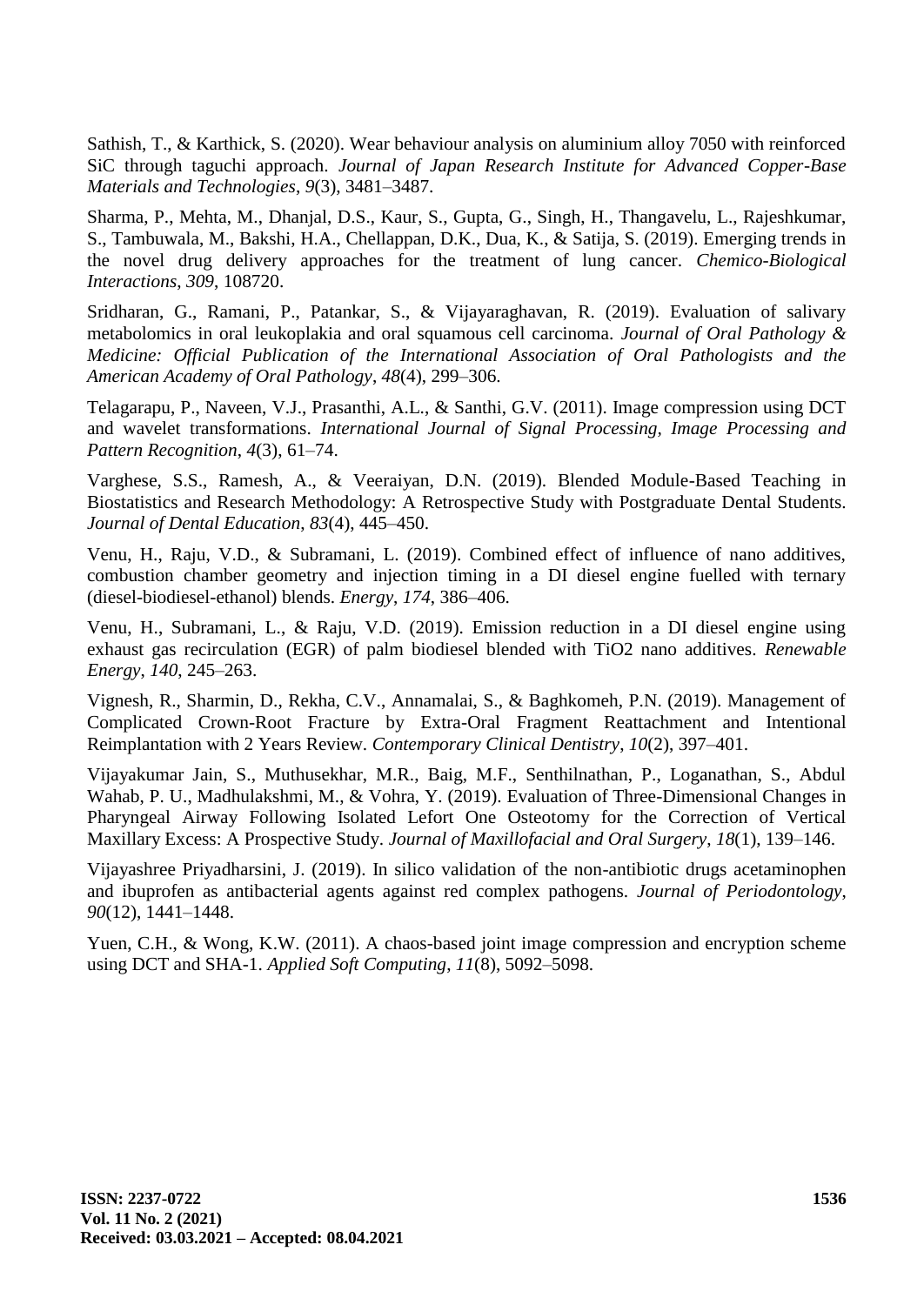Sathish, T., & Karthick, S. (2020). Wear behaviour analysis on aluminium alloy 7050 with reinforced SiC through taguchi approach. *Journal of Japan Research Institute for Advanced Copper-Base Materials and Technologies*, *9*(3), 3481–3487.

Sharma, P., Mehta, M., Dhanjal, D.S., Kaur, S., Gupta, G., Singh, H., Thangavelu, L., Rajeshkumar, S., Tambuwala, M., Bakshi, H.A., Chellappan, D.K., Dua, K., & Satija, S. (2019). Emerging trends in the novel drug delivery approaches for the treatment of lung cancer. *Chemico-Biological Interactions*, *309*, 108720.

Sridharan, G., Ramani, P., Patankar, S., & Vijayaraghavan, R. (2019). Evaluation of salivary metabolomics in oral leukoplakia and oral squamous cell carcinoma. *Journal of Oral Pathology & Medicine: Official Publication of the International Association of Oral Pathologists and the American Academy of Oral Pathology*, *48*(4), 299–306.

Telagarapu, P., Naveen, V.J., Prasanthi, A.L., & Santhi, G.V. (2011). Image compression using DCT and wavelet transformations. *International Journal of Signal Processing, Image Processing and Pattern Recognition*, *4*(3), 61–74.

Varghese, S.S., Ramesh, A., & Veeraiyan, D.N. (2019). Blended Module-Based Teaching in Biostatistics and Research Methodology: A Retrospective Study with Postgraduate Dental Students. *Journal of Dental Education*, *83*(4), 445–450.

Venu, H., Raju, V.D., & Subramani, L. (2019). Combined effect of influence of nano additives, combustion chamber geometry and injection timing in a DI diesel engine fuelled with ternary (diesel-biodiesel-ethanol) blends. *Energy*, *174*, 386–406.

Venu, H., Subramani, L., & Raju, V.D. (2019). Emission reduction in a DI diesel engine using exhaust gas recirculation (EGR) of palm biodiesel blended with TiO2 nano additives. *Renewable Energy*, *140*, 245–263.

Vignesh, R., Sharmin, D., Rekha, C.V., Annamalai, S., & Baghkomeh, P.N. (2019). Management of Complicated Crown-Root Fracture by Extra-Oral Fragment Reattachment and Intentional Reimplantation with 2 Years Review. *Contemporary Clinical Dentistry*, *10*(2), 397–401.

Vijayakumar Jain, S., Muthusekhar, M.R., Baig, M.F., Senthilnathan, P., Loganathan, S., Abdul Wahab, P. U., Madhulakshmi, M., & Vohra, Y. (2019). Evaluation of Three-Dimensional Changes in Pharyngeal Airway Following Isolated Lefort One Osteotomy for the Correction of Vertical Maxillary Excess: A Prospective Study. *Journal of Maxillofacial and Oral Surgery*, *18*(1), 139–146.

Vijayashree Priyadharsini, J. (2019). In silico validation of the non-antibiotic drugs acetaminophen and ibuprofen as antibacterial agents against red complex pathogens. *Journal of Periodontology*, *90*(12), 1441–1448.

Yuen, C.H., & Wong, K.W. (2011). A chaos-based joint image compression and encryption scheme using DCT and SHA-1. *Applied Soft Computing*, *11*(8), 5092–5098.